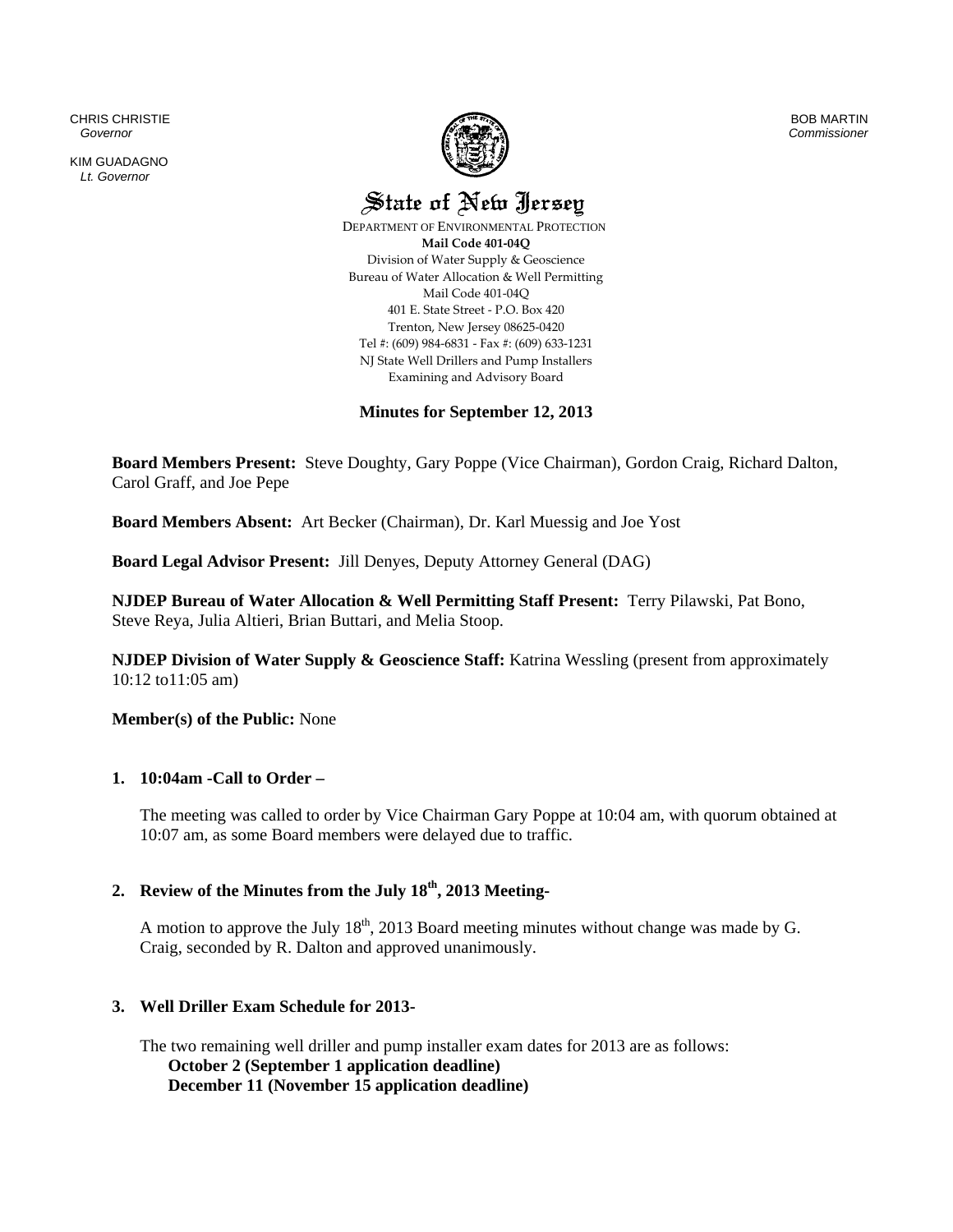CHRIS CHRISTIE
*Governor*

KIM GUADAGNO
*Lt. Governor*

BOB MARTIN
*Commissioner*

# State of New Jersey

DEPARTMENT OF ENVIRONMENTAL PROTECTION
**Mail Code 401-04Q**
Division of Water Supply & Geoscience
Bureau of Water Allocation & Well Permitting
Mail Code 401-04Q
401 E. State Street - P.O. Box 420
Trenton, New Jersey 08625-0420
Tel #: (609) 984-6831 - Fax #: (609) 633-1231
NJ State Well Drillers and Pump Installers
Examining and Advisory Board

## Minutes for September 12, 2013

**Board Members Present:** Steve Doughty, Gary Poppe (Vice Chairman), Gordon Craig, Richard Dalton, Carol Graff, and Joe Pepe

**Board Members Absent:** Art Becker (Chairman), Dr. Karl Muessig and Joe Yost

**Board Legal Advisor Present:** Jill Denyes, Deputy Attorney General (DAG)

**NJDEP Bureau of Water Allocation & Well Permitting Staff Present:** Terry Pilawski, Pat Bono, Steve Reya, Julia Altieri, Brian Buttari, and Melia Stoop.

**NJDEP Division of Water Supply & Geoscience Staff:** Katrina Wessling (present from approximately 10:12 to11:05 am)

**Member(s) of the Public:** None

### 1. 10:04am -Call to Order –

The meeting was called to order by Vice Chairman Gary Poppe at 10:04 am, with quorum obtained at 10:07 am, as some Board members were delayed due to traffic.

### 2. Review of the Minutes from the July 18th, 2013 Meeting-

A motion to approve the July 18th, 2013 Board meeting minutes without change was made by G. Craig, seconded by R. Dalton and approved unanimously.

### 3. Well Driller Exam Schedule for 2013-

The two remaining well driller and pump installer exam dates for 2013 are as follows:

**October 2 (September 1 application deadline)**
**December 11 (November 15 application deadline)**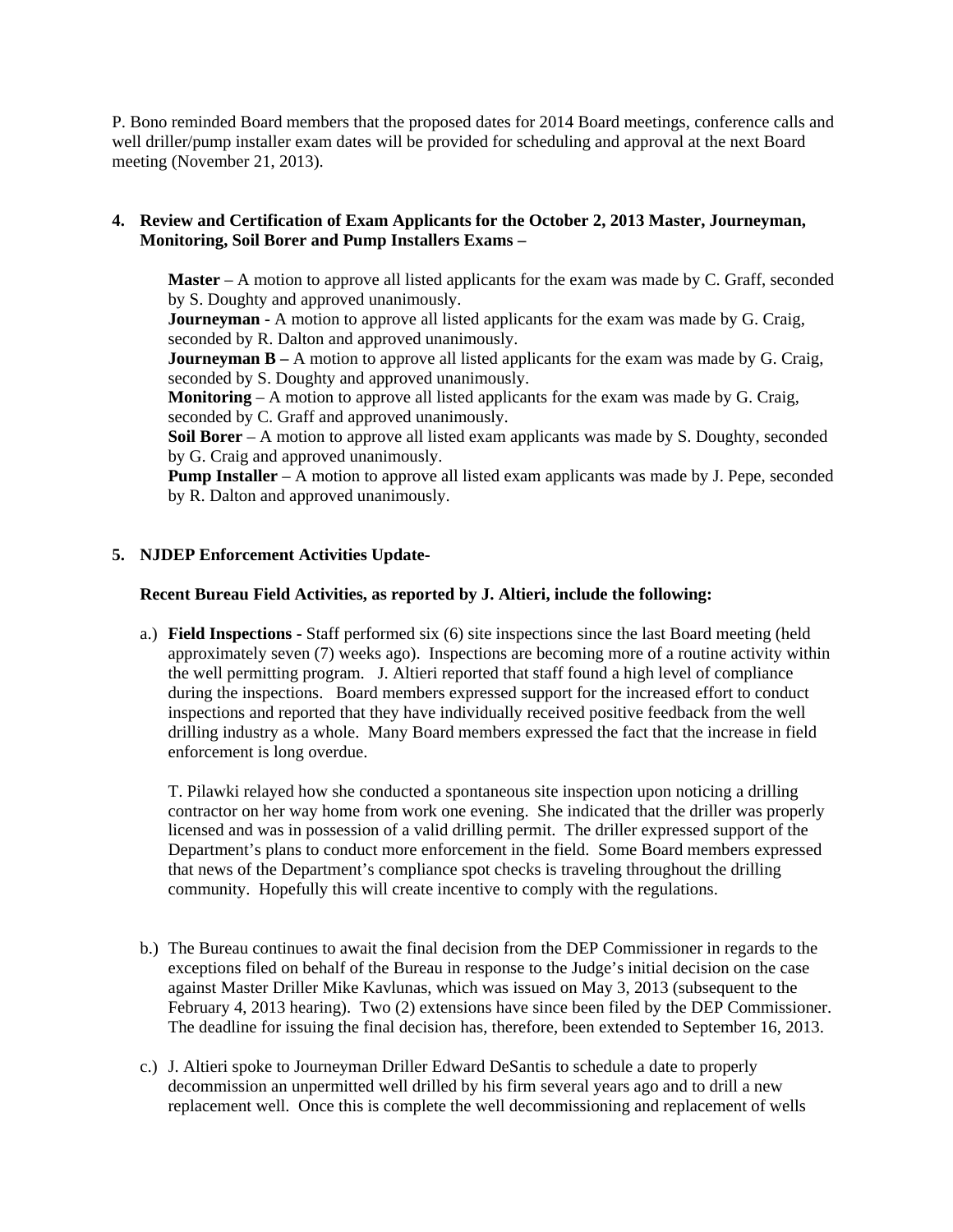P. Bono reminded Board members that the proposed dates for 2014 Board meetings, conference calls and well driller/pump installer exam dates will be provided for scheduling and approval at the next Board meeting (November 21, 2013).

**4. Review and Certification of Exam Applicants for the October 2, 2013 Master, Journeyman, Monitoring, Soil Borer and Pump Installers Exams –**

**Master** – A motion to approve all listed applicants for the exam was made by C. Graff, seconded by S. Doughty and approved unanimously.
**Journeyman -** A motion to approve all listed applicants for the exam was made by G. Craig, seconded by R. Dalton and approved unanimously.
**Journeyman B –** A motion to approve all listed applicants for the exam was made by G. Craig, seconded by S. Doughty and approved unanimously.
**Monitoring** – A motion to approve all listed applicants for the exam was made by G. Craig, seconded by C. Graff and approved unanimously.
**Soil Borer** – A motion to approve all listed exam applicants was made by S. Doughty, seconded by G. Craig and approved unanimously.
**Pump Installer** – A motion to approve all listed exam applicants was made by J. Pepe, seconded by R. Dalton and approved unanimously.

**5. NJDEP Enforcement Activities Update-**

**Recent Bureau Field Activities, as reported by J. Altieri, include the following:**

a.) **Field Inspections -** Staff performed six (6) site inspections since the last Board meeting (held approximately seven (7) weeks ago). Inspections are becoming more of a routine activity within the well permitting program. J. Altieri reported that staff found a high level of compliance during the inspections. Board members expressed support for the increased effort to conduct inspections and reported that they have individually received positive feedback from the well drilling industry as a whole. Many Board members expressed the fact that the increase in field enforcement is long overdue.

T. Pilawki relayed how she conducted a spontaneous site inspection upon noticing a drilling contractor on her way home from work one evening. She indicated that the driller was properly licensed and was in possession of a valid drilling permit. The driller expressed support of the Department's plans to conduct more enforcement in the field. Some Board members expressed that news of the Department's compliance spot checks is traveling throughout the drilling community. Hopefully this will create incentive to comply with the regulations.

b.) The Bureau continues to await the final decision from the DEP Commissioner in regards to the exceptions filed on behalf of the Bureau in response to the Judge's initial decision on the case against Master Driller Mike Kavlunas, which was issued on May 3, 2013 (subsequent to the February 4, 2013 hearing). Two (2) extensions have since been filed by the DEP Commissioner. The deadline for issuing the final decision has, therefore, been extended to September 16, 2013.

c.) J. Altieri spoke to Journeyman Driller Edward DeSantis to schedule a date to properly decommission an unpermitted well drilled by his firm several years ago and to drill a new replacement well. Once this is complete the well decommissioning and replacement of wells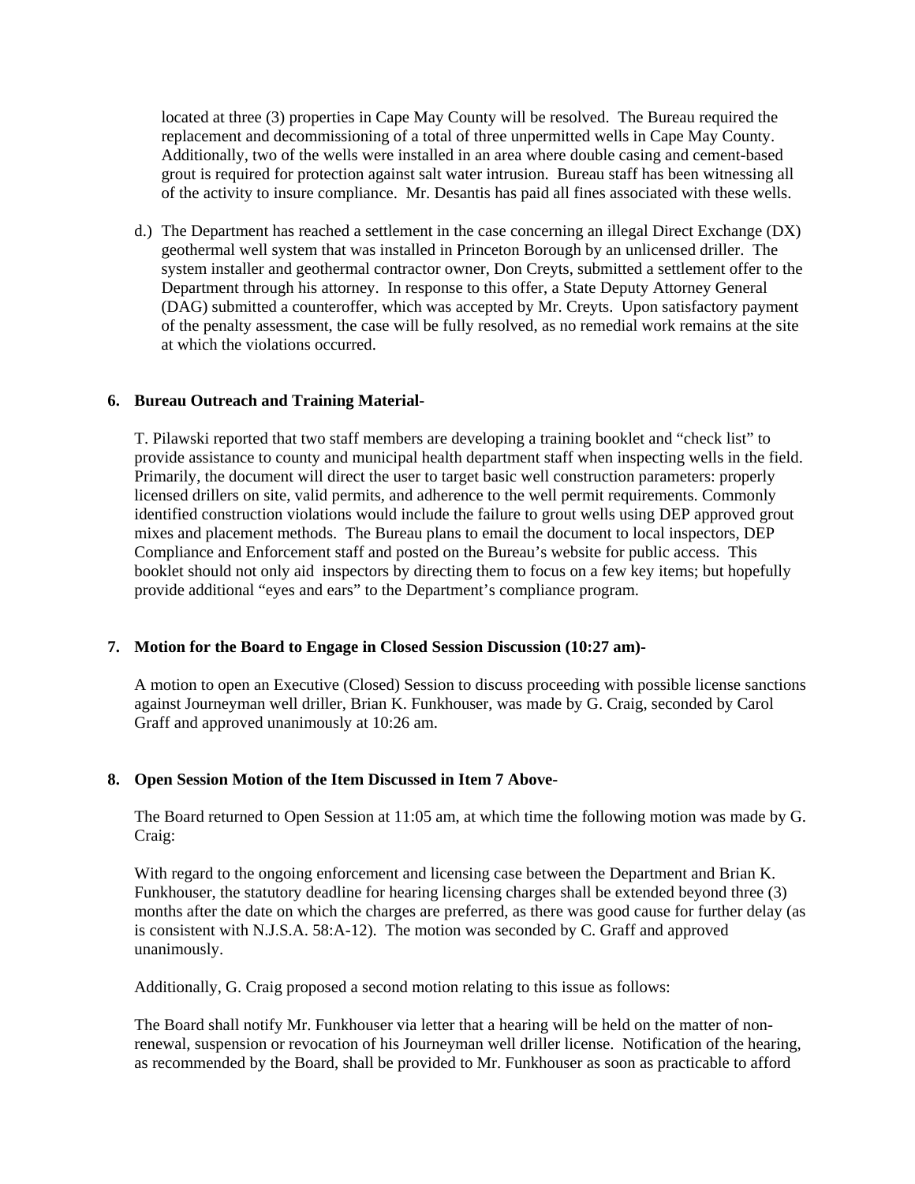located at three (3) properties in Cape May County will be resolved. The Bureau required the replacement and decommissioning of a total of three unpermitted wells in Cape May County. Additionally, two of the wells were installed in an area where double casing and cement-based grout is required for protection against salt water intrusion. Bureau staff has been witnessing all of the activity to insure compliance. Mr. Desantis has paid all fines associated with these wells.

d.) The Department has reached a settlement in the case concerning an illegal Direct Exchange (DX) geothermal well system that was installed in Princeton Borough by an unlicensed driller. The system installer and geothermal contractor owner, Don Creyts, submitted a settlement offer to the Department through his attorney. In response to this offer, a State Deputy Attorney General (DAG) submitted a counteroffer, which was accepted by Mr. Creyts. Upon satisfactory payment of the penalty assessment, the case will be fully resolved, as no remedial work remains at the site at which the violations occurred.

**6. Bureau Outreach and Training Material-**

T. Pilawski reported that two staff members are developing a training booklet and "check list" to provide assistance to county and municipal health department staff when inspecting wells in the field. Primarily, the document will direct the user to target basic well construction parameters: properly licensed drillers on site, valid permits, and adherence to the well permit requirements. Commonly identified construction violations would include the failure to grout wells using DEP approved grout mixes and placement methods. The Bureau plans to email the document to local inspectors, DEP Compliance and Enforcement staff and posted on the Bureau's website for public access. This booklet should not only aid inspectors by directing them to focus on a few key items; but hopefully provide additional "eyes and ears" to the Department's compliance program.

**7. Motion for the Board to Engage in Closed Session Discussion (10:27 am)-**

A motion to open an Executive (Closed) Session to discuss proceeding with possible license sanctions against Journeyman well driller, Brian K. Funkhouser, was made by G. Craig, seconded by Carol Graff and approved unanimously at 10:26 am.

**8. Open Session Motion of the Item Discussed in Item 7 Above-**

The Board returned to Open Session at 11:05 am, at which time the following motion was made by G. Craig:

With regard to the ongoing enforcement and licensing case between the Department and Brian K. Funkhouser, the statutory deadline for hearing licensing charges shall be extended beyond three (3) months after the date on which the charges are preferred, as there was good cause for further delay (as is consistent with N.J.S.A. 58:A-12). The motion was seconded by C. Graff and approved unanimously.

Additionally, G. Craig proposed a second motion relating to this issue as follows:

The Board shall notify Mr. Funkhouser via letter that a hearing will be held on the matter of non-renewal, suspension or revocation of his Journeyman well driller license. Notification of the hearing, as recommended by the Board, shall be provided to Mr. Funkhouser as soon as practicable to afford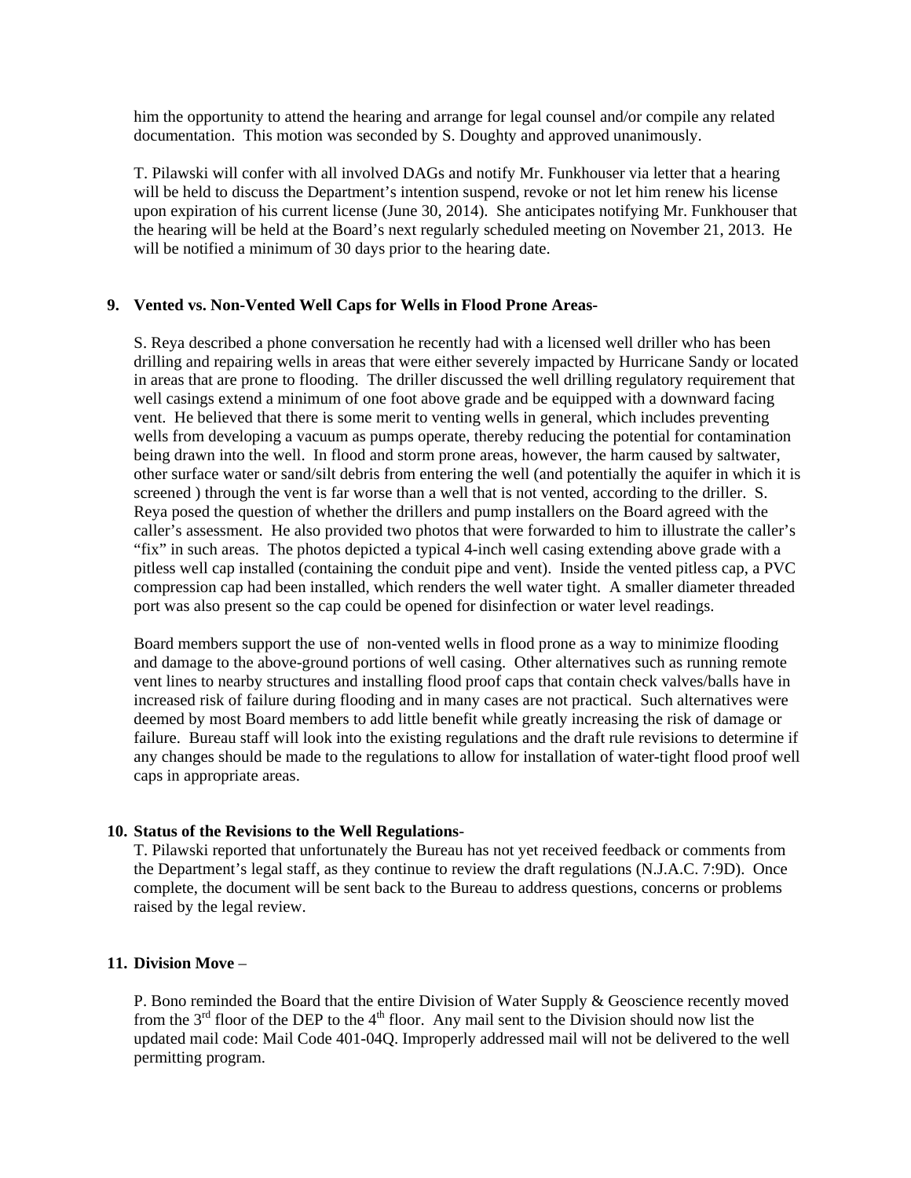him the opportunity to attend the hearing and arrange for legal counsel and/or compile any related documentation. This motion was seconded by S. Doughty and approved unanimously.

T. Pilawski will confer with all involved DAGs and notify Mr. Funkhouser via letter that a hearing will be held to discuss the Department's intention suspend, revoke or not let him renew his license upon expiration of his current license (June 30, 2014). She anticipates notifying Mr. Funkhouser that the hearing will be held at the Board's next regularly scheduled meeting on November 21, 2013. He will be notified a minimum of 30 days prior to the hearing date.

**9. Vented vs. Non-Vented Well Caps for Wells in Flood Prone Areas-**

S. Reya described a phone conversation he recently had with a licensed well driller who has been drilling and repairing wells in areas that were either severely impacted by Hurricane Sandy or located in areas that are prone to flooding. The driller discussed the well drilling regulatory requirement that well casings extend a minimum of one foot above grade and be equipped with a downward facing vent. He believed that there is some merit to venting wells in general, which includes preventing wells from developing a vacuum as pumps operate, thereby reducing the potential for contamination being drawn into the well. In flood and storm prone areas, however, the harm caused by saltwater, other surface water or sand/silt debris from entering the well (and potentially the aquifer in which it is screened ) through the vent is far worse than a well that is not vented, according to the driller. S. Reya posed the question of whether the drillers and pump installers on the Board agreed with the caller's assessment. He also provided two photos that were forwarded to him to illustrate the caller's "fix" in such areas. The photos depicted a typical 4-inch well casing extending above grade with a pitless well cap installed (containing the conduit pipe and vent). Inside the vented pitless cap, a PVC compression cap had been installed, which renders the well water tight. A smaller diameter threaded port was also present so the cap could be opened for disinfection or water level readings.

Board members support the use of non-vented wells in flood prone as a way to minimize flooding and damage to the above-ground portions of well casing. Other alternatives such as running remote vent lines to nearby structures and installing flood proof caps that contain check valves/balls have in increased risk of failure during flooding and in many cases are not practical. Such alternatives were deemed by most Board members to add little benefit while greatly increasing the risk of damage or failure. Bureau staff will look into the existing regulations and the draft rule revisions to determine if any changes should be made to the regulations to allow for installation of water-tight flood proof well caps in appropriate areas.

**10. Status of the Revisions to the Well Regulations-**

T. Pilawski reported that unfortunately the Bureau has not yet received feedback or comments from the Department's legal staff, as they continue to review the draft regulations (N.J.A.C. 7:9D). Once complete, the document will be sent back to the Bureau to address questions, concerns or problems raised by the legal review.

**11. Division Move –**

P. Bono reminded the Board that the entire Division of Water Supply & Geoscience recently moved from the 3rd floor of the DEP to the 4th floor. Any mail sent to the Division should now list the updated mail code: Mail Code 401-04Q. Improperly addressed mail will not be delivered to the well permitting program.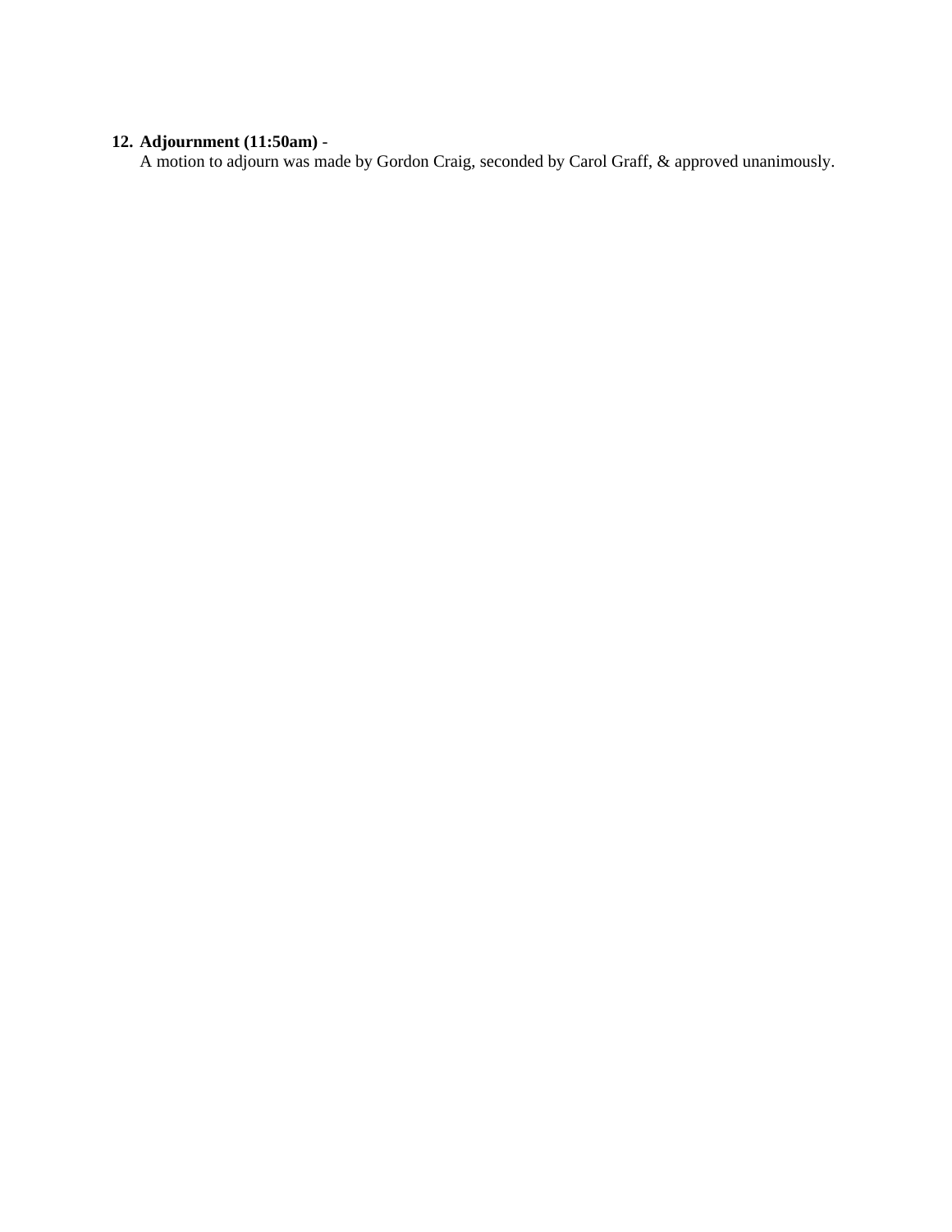12. **Adjournment (11:50am) -**
    A motion to adjourn was made by Gordon Craig, seconded by Carol Graff, & approved unanimously.